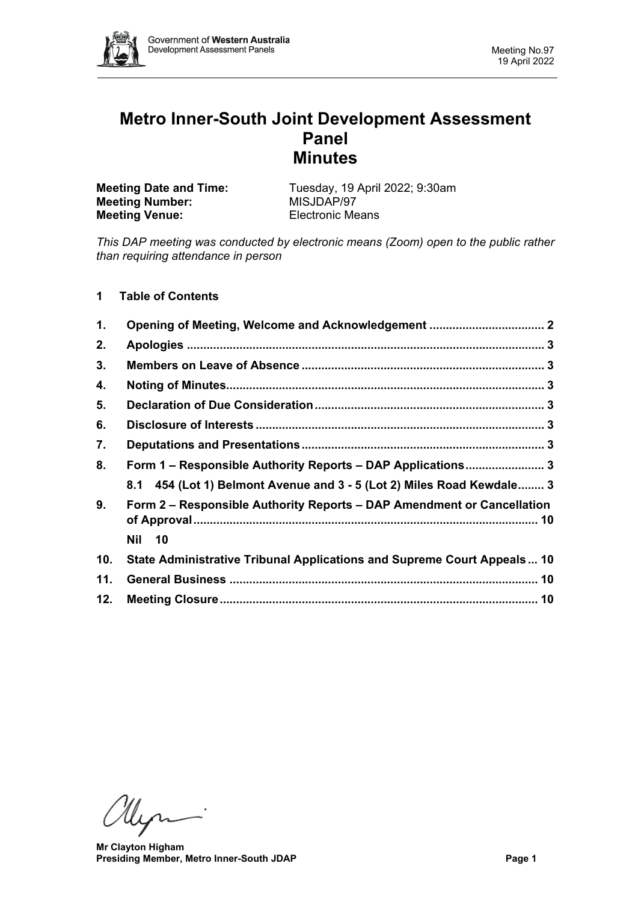# Metro Inner-South Joint Development Assessment Panel
# Minutes

**Meeting Date and Time:** Tuesday, 19 April 2022; 9:30am
**Meeting Number:** MISJDAP/97
**Meeting Venue:** Electronic Means

*This DAP meeting was conducted by electronic means (Zoom) open to the public rather than requiring attendance in person*

## 1 Table of Contents

1. **Opening of Meeting, Welcome and Acknowledgement** .................................. 2
2. **Apologies** .......................................................................................... 3
3. **Members on Leave of Absence** ........................................................ 3
4. **Noting of Minutes** ............................................................................... 3
5. **Declaration of Due Consideration** ..................................................... 3
6. **Disclosure of Interests** ....................................................................... 3
7. **Deputations and Presentations** ......................................................... 3
8. **Form 1 – Responsible Authority Reports – DAP Applications** ....................... 3
   - **8.1 454 (Lot 1) Belmont Avenue and 3 - 5 (Lot 2) Miles Road Kewdale** ........ 3
9. **Form 2 – Responsible Authority Reports – DAP Amendment or Cancellation of Approval** ........................................................................................ 10
   - **Nil 10**
10. **State Administrative Tribunal Applications and Supreme Court Appeals** ... 10
11. **General Business** ............................................................................ 10
12. **Meeting Closure** ............................................................................... 10

**Mr Clayton Higham**
**Presiding Member, Metro Inner-South JDAP**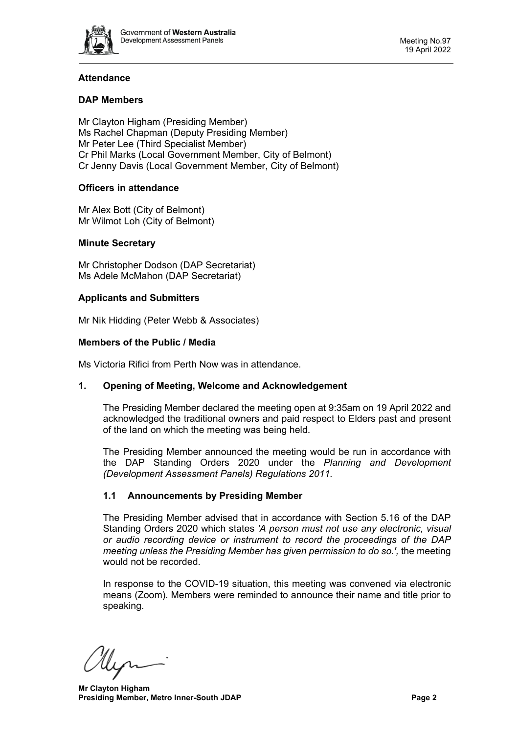**Attendance**

**DAP Members**

Mr Clayton Higham (Presiding Member)
Ms Rachel Chapman (Deputy Presiding Member)
Mr Peter Lee (Third Specialist Member)
Cr Phil Marks (Local Government Member, City of Belmont)
Cr Jenny Davis (Local Government Member, City of Belmont)

**Officers in attendance**

Mr Alex Bott (City of Belmont)
Mr Wilmot Loh (City of Belmont)

**Minute Secretary**

Mr Christopher Dodson (DAP Secretariat)
Ms Adele McMahon (DAP Secretariat)

**Applicants and Submitters**

Mr Nik Hidding (Peter Webb & Associates)

**Members of the Public / Media**

Ms Victoria Rifici from Perth Now was in attendance.

## 1. Opening of Meeting, Welcome and Acknowledgement

The Presiding Member declared the meeting open at 9:35am on 19 April 2022 and acknowledged the traditional owners and paid respect to Elders past and present of the land on which the meeting was being held.

The Presiding Member announced the meeting would be run in accordance with the DAP Standing Orders 2020 under the *Planning and Development (Development Assessment Panels) Regulations 2011.*

### 1.1 Announcements by Presiding Member

The Presiding Member advised that in accordance with Section 5.16 of the DAP Standing Orders 2020 which states *'A person must not use any electronic, visual or audio recording device or instrument to record the proceedings of the DAP meeting unless the Presiding Member has given permission to do so.',* the meeting would not be recorded.

In response to the COVID-19 situation, this meeting was convened via electronic means (Zoom). Members were reminded to announce their name and title prior to speaking.

**Mr Clayton Higham**
**Presiding Member, Metro Inner-South JDAP**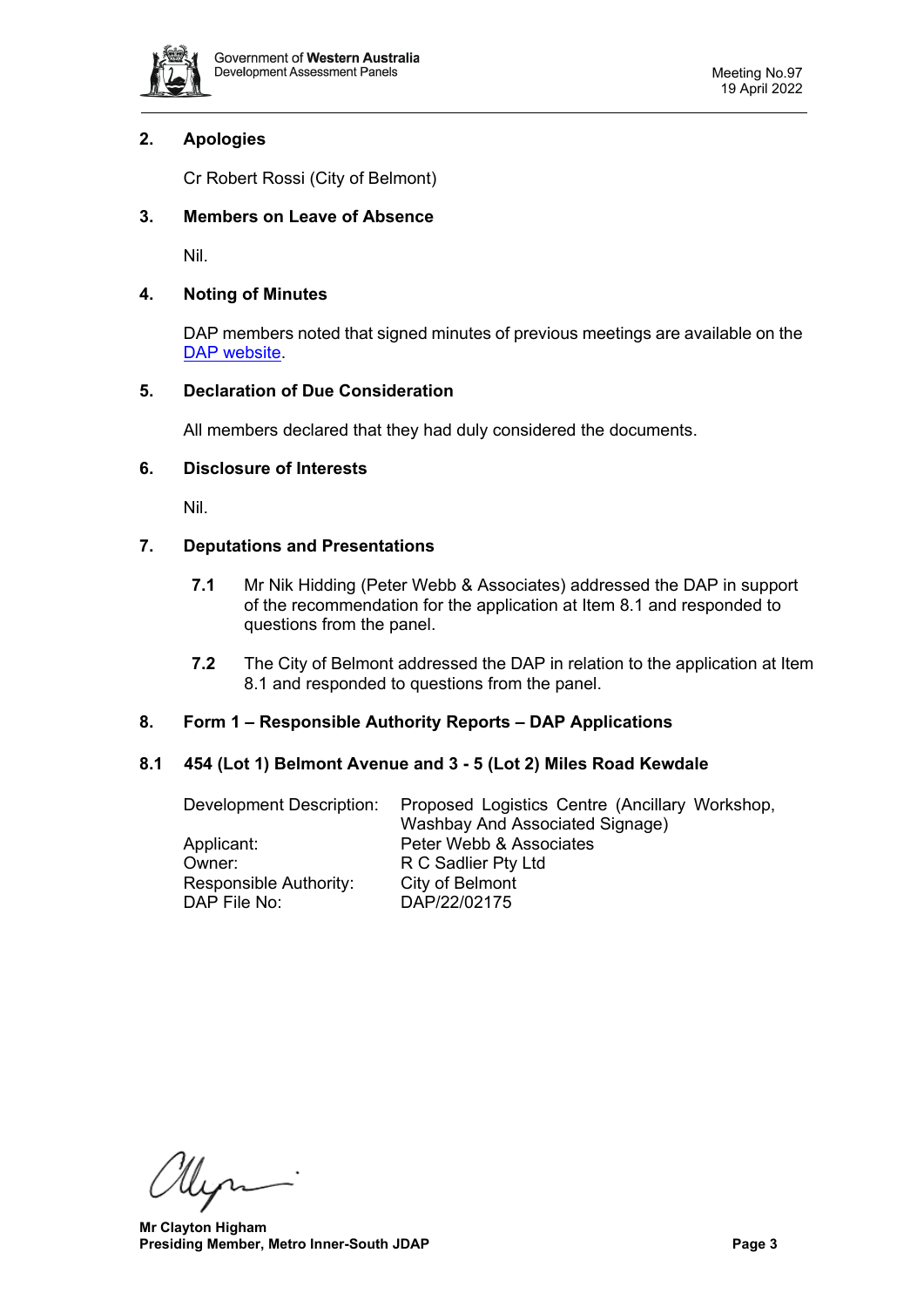## 2. Apologies

Cr Robert Rossi (City of Belmont)

## 3. Members on Leave of Absence

Nil.

## 4. Noting of Minutes

DAP members noted that signed minutes of previous meetings are available on the DAP website.

## 5. Declaration of Due Consideration

All members declared that they had duly considered the documents.

## 6. Disclosure of Interests

Nil.

## 7. Deputations and Presentations

**7.1** Mr Nik Hidding (Peter Webb & Associates) addressed the DAP in support of the recommendation for the application at Item 8.1 and responded to questions from the panel.

**7.2** The City of Belmont addressed the DAP in relation to the application at Item 8.1 and responded to questions from the panel.

## 8. Form 1 – Responsible Authority Reports – DAP Applications

### 8.1 454 (Lot 1) Belmont Avenue and 3 - 5 (Lot 2) Miles Road Kewdale

| | |
|---|---|
| Development Description: | Proposed Logistics Centre (Ancillary Workshop, Washbay And Associated Signage) |
| Applicant: | Peter Webb & Associates |
| Owner: | R C Sadlier Pty Ltd |
| Responsible Authority: | City of Belmont |
| DAP File No: | DAP/22/02175 |

**Mr Clayton Higham**
**Presiding Member, Metro Inner-South JDAP**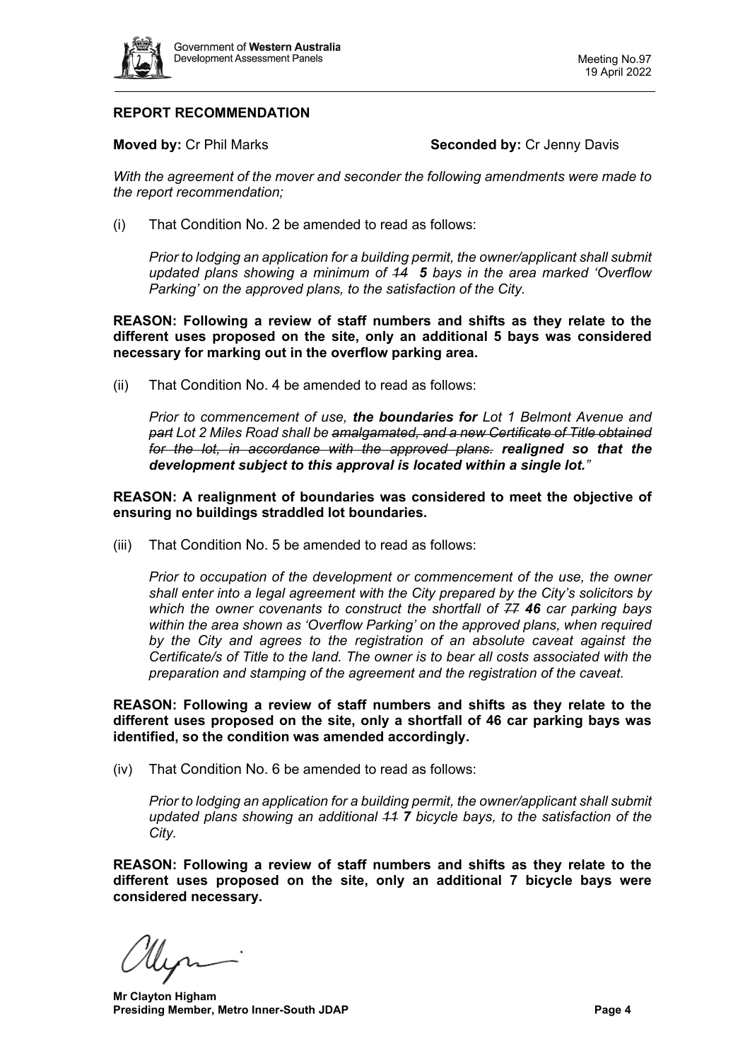## REPORT RECOMMENDATION

**Moved by:** Cr Phil Marks **Seconded by:** Cr Jenny Davis

*With the agreement of the mover and seconder the following amendments were made to the report recommendation;*

(i) That Condition No. 2 be amended to read as follows:

*Prior to lodging an application for a building permit, the owner/applicant shall submit updated plans showing a minimum of ~~14~~ **5** bays in the area marked 'Overflow Parking' on the approved plans, to the satisfaction of the City.*

**REASON: Following a review of staff numbers and shifts as they relate to the different uses proposed on the site, only an additional 5 bays was considered necessary for marking out in the overflow parking area.**

(ii) That Condition No. 4 be amended to read as follows:

*Prior to commencement of use, **the boundaries for** Lot 1 Belmont Avenue and ~~part~~ Lot 2 Miles Road shall be ~~amalgamated, and a new Certificate of Title obtained for the lot, in accordance with the approved plans.~~ **realigned so that the development subject to this approval is located within a single lot.**"*

**REASON: A realignment of boundaries was considered to meet the objective of ensuring no buildings straddled lot boundaries.**

(iii) That Condition No. 5 be amended to read as follows:

*Prior to occupation of the development or commencement of the use, the owner shall enter into a legal agreement with the City prepared by the City's solicitors by which the owner covenants to construct the shortfall of ~~77~~ **46** car parking bays within the area shown as 'Overflow Parking' on the approved plans, when required by the City and agrees to the registration of an absolute caveat against the Certificate/s of Title to the land. The owner is to bear all costs associated with the preparation and stamping of the agreement and the registration of the caveat.*

**REASON: Following a review of staff numbers and shifts as they relate to the different uses proposed on the site, only a shortfall of 46 car parking bays was identified, so the condition was amended accordingly.**

(iv) That Condition No. 6 be amended to read as follows:

*Prior to lodging an application for a building permit, the owner/applicant shall submit updated plans showing an additional ~~11~~ **7** bicycle bays, to the satisfaction of the City.*

**REASON: Following a review of staff numbers and shifts as they relate to the different uses proposed on the site, only an additional 7 bicycle bays were considered necessary.**

**Mr Clayton Higham**
**Presiding Member, Metro Inner-South JDAP**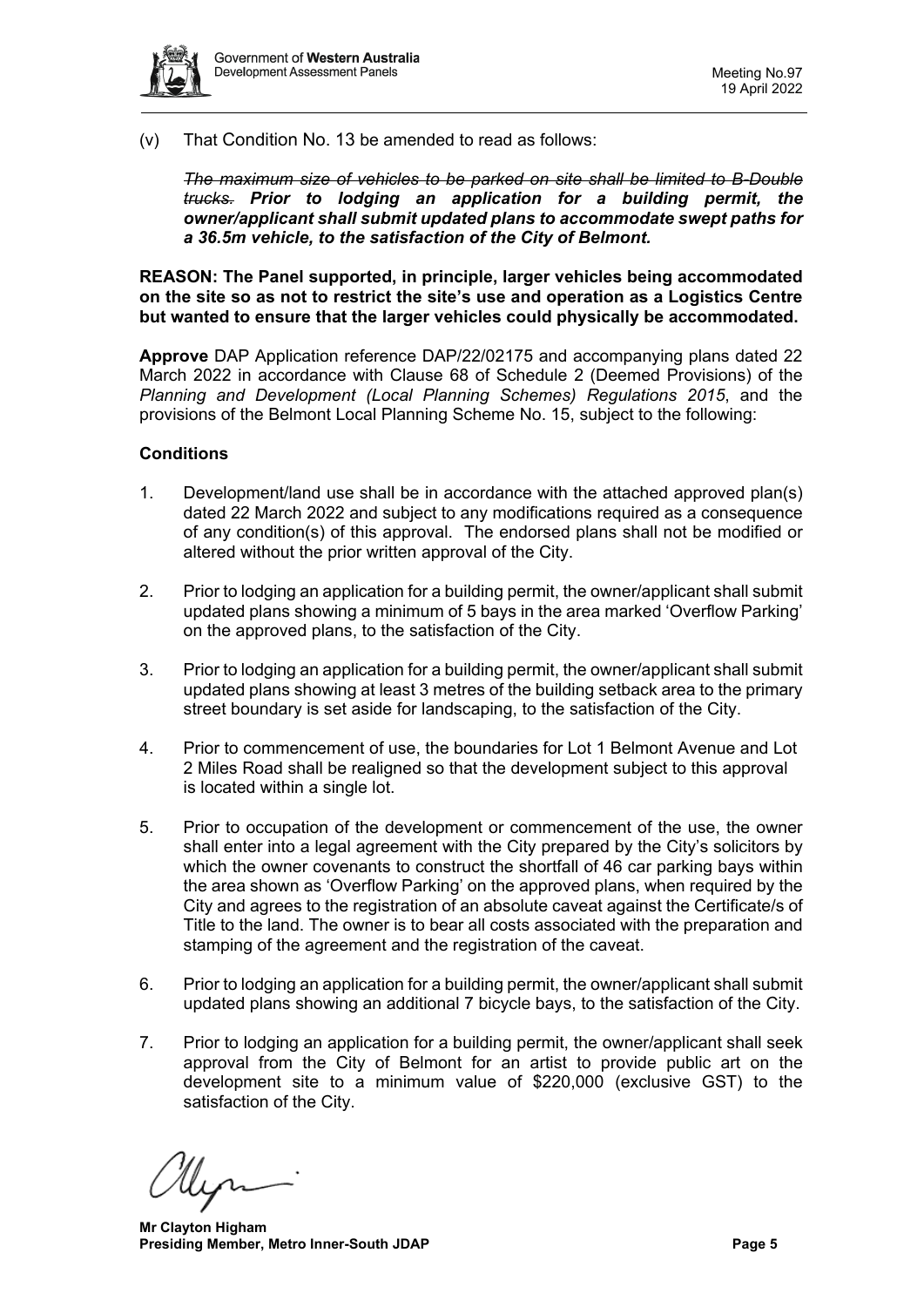(v) That Condition No. 13 be amended to read as follows:

~~*The maximum size of vehicles to be parked on site shall be limited to B-Double trucks.*~~ ***Prior to lodging an application for a building permit, the owner/applicant shall submit updated plans to accommodate swept paths for a 36.5m vehicle, to the satisfaction of the City of Belmont.***

**REASON: The Panel supported, in principle, larger vehicles being accommodated on the site so as not to restrict the site's use and operation as a Logistics Centre but wanted to ensure that the larger vehicles could physically be accommodated.**

**Approve** DAP Application reference DAP/22/02175 and accompanying plans dated 22 March 2022 in accordance with Clause 68 of Schedule 2 (Deemed Provisions) of the *Planning and Development (Local Planning Schemes) Regulations 2015*, and the provisions of the Belmont Local Planning Scheme No. 15, subject to the following:

**Conditions**

1. Development/land use shall be in accordance with the attached approved plan(s) dated 22 March 2022 and subject to any modifications required as a consequence of any condition(s) of this approval. The endorsed plans shall not be modified or altered without the prior written approval of the City.

2. Prior to lodging an application for a building permit, the owner/applicant shall submit updated plans showing a minimum of 5 bays in the area marked 'Overflow Parking' on the approved plans, to the satisfaction of the City.

3. Prior to lodging an application for a building permit, the owner/applicant shall submit updated plans showing at least 3 metres of the building setback area to the primary street boundary is set aside for landscaping, to the satisfaction of the City.

4. Prior to commencement of use, the boundaries for Lot 1 Belmont Avenue and Lot 2 Miles Road shall be realigned so that the development subject to this approval is located within a single lot.

5. Prior to occupation of the development or commencement of the use, the owner shall enter into a legal agreement with the City prepared by the City's solicitors by which the owner covenants to construct the shortfall of 46 car parking bays within the area shown as 'Overflow Parking' on the approved plans, when required by the City and agrees to the registration of an absolute caveat against the Certificate/s of Title to the land. The owner is to bear all costs associated with the preparation and stamping of the agreement and the registration of the caveat.

6. Prior to lodging an application for a building permit, the owner/applicant shall submit updated plans showing an additional 7 bicycle bays, to the satisfaction of the City.

7. Prior to lodging an application for a building permit, the owner/applicant shall seek approval from the City of Belmont for an artist to provide public art on the development site to a minimum value of $220,000 (exclusive GST) to the satisfaction of the City.

**Mr Clayton Higham**
**Presiding Member, Metro Inner-South JDAP**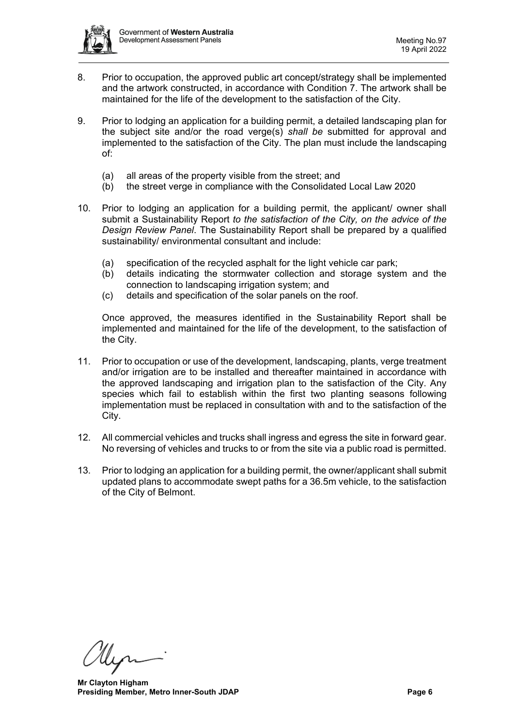8. Prior to occupation, the approved public art concept/strategy shall be implemented and the artwork constructed, in accordance with Condition 7. The artwork shall be maintained for the life of the development to the satisfaction of the City.

9. Prior to lodging an application for a building permit, a detailed landscaping plan for the subject site and/or the road verge(s) *shall be* submitted for approval and implemented to the satisfaction of the City. The plan must include the landscaping of:

   (a) all areas of the property visible from the street; and
   (b) the street verge in compliance with the Consolidated Local Law 2020

10. Prior to lodging an application for a building permit, the applicant/ owner shall submit a Sustainability Report *to the satisfaction of the City, on the advice of the Design Review Panel*. The Sustainability Report shall be prepared by a qualified sustainability/ environmental consultant and include:

    (a) specification of the recycled asphalt for the light vehicle car park;
    (b) details indicating the stormwater collection and storage system and the connection to landscaping irrigation system; and
    (c) details and specification of the solar panels on the roof.

    Once approved, the measures identified in the Sustainability Report shall be implemented and maintained for the life of the development, to the satisfaction of the City.

11. Prior to occupation or use of the development, landscaping, plants, verge treatment and/or irrigation are to be installed and thereafter maintained in accordance with the approved landscaping and irrigation plan to the satisfaction of the City. Any species which fail to establish within the first two planting seasons following implementation must be replaced in consultation with and to the satisfaction of the City.

12. All commercial vehicles and trucks shall ingress and egress the site in forward gear. No reversing of vehicles and trucks to or from the site via a public road is permitted.

13. Prior to lodging an application for a building permit, the owner/applicant shall submit updated plans to accommodate swept paths for a 36.5m vehicle, to the satisfaction of the City of Belmont.

**Mr Clayton Higham**
**Presiding Member, Metro Inner-South JDAP**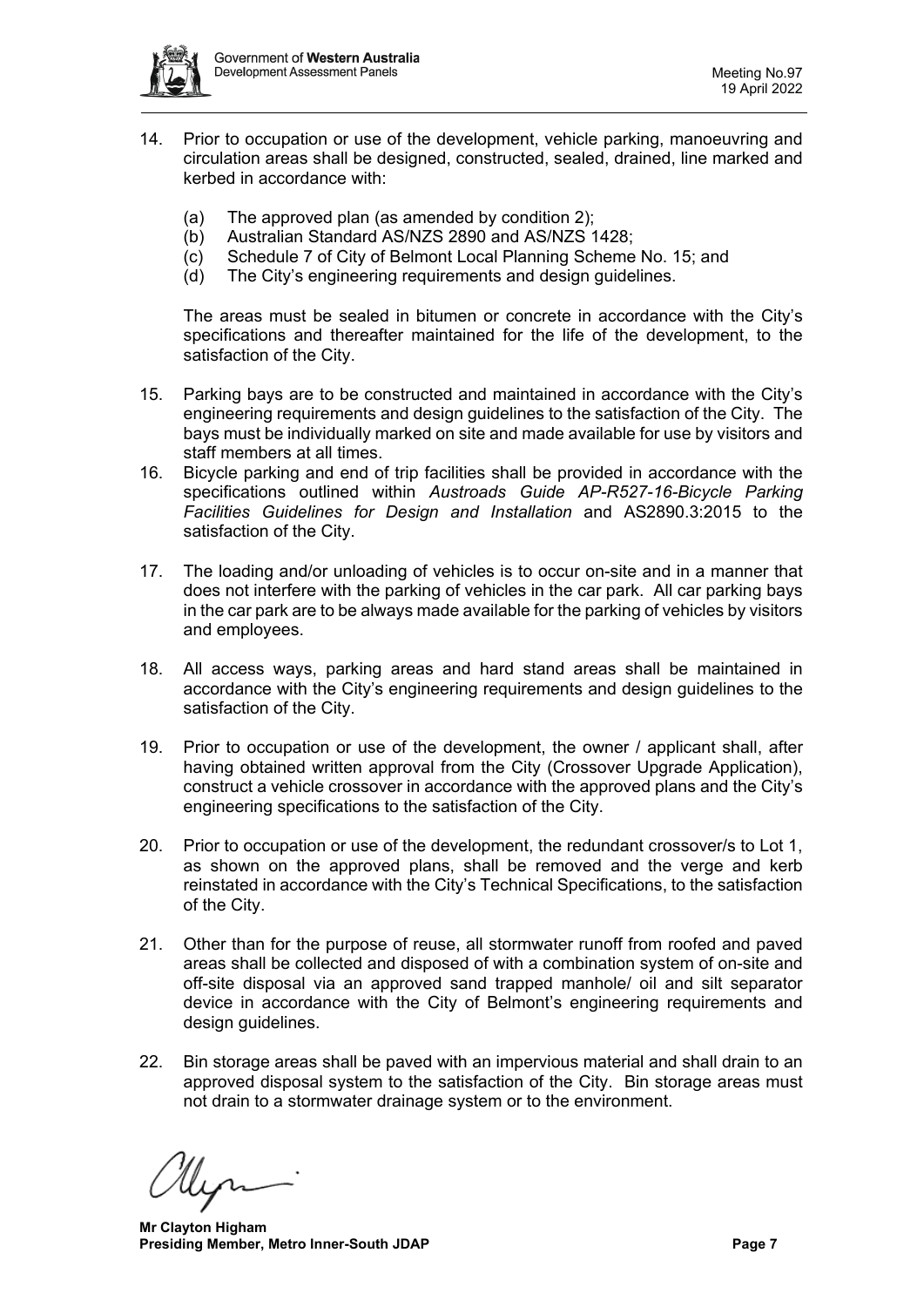14. Prior to occupation or use of the development, vehicle parking, manoeuvring and circulation areas shall be designed, constructed, sealed, drained, line marked and kerbed in accordance with:

    (a) The approved plan (as amended by condition 2);
    (b) Australian Standard AS/NZS 2890 and AS/NZS 1428;
    (c) Schedule 7 of City of Belmont Local Planning Scheme No. 15; and
    (d) The City's engineering requirements and design guidelines.

    The areas must be sealed in bitumen or concrete in accordance with the City's specifications and thereafter maintained for the life of the development, to the satisfaction of the City.

15. Parking bays are to be constructed and maintained in accordance with the City's engineering requirements and design guidelines to the satisfaction of the City. The bays must be individually marked on site and made available for use by visitors and staff members at all times.

16. Bicycle parking and end of trip facilities shall be provided in accordance with the specifications outlined within *Austroads Guide AP-R527-16-Bicycle Parking Facilities Guidelines for Design and Installation* and AS2890.3:2015 to the satisfaction of the City.

17. The loading and/or unloading of vehicles is to occur on-site and in a manner that does not interfere with the parking of vehicles in the car park. All car parking bays in the car park are to be always made available for the parking of vehicles by visitors and employees.

18. All access ways, parking areas and hard stand areas shall be maintained in accordance with the City's engineering requirements and design guidelines to the satisfaction of the City.

19. Prior to occupation or use of the development, the owner / applicant shall, after having obtained written approval from the City (Crossover Upgrade Application), construct a vehicle crossover in accordance with the approved plans and the City's engineering specifications to the satisfaction of the City.

20. Prior to occupation or use of the development, the redundant crossover/s to Lot 1, as shown on the approved plans, shall be removed and the verge and kerb reinstated in accordance with the City's Technical Specifications, to the satisfaction of the City.

21. Other than for the purpose of reuse, all stormwater runoff from roofed and paved areas shall be collected and disposed of with a combination system of on-site and off-site disposal via an approved sand trapped manhole/ oil and silt separator device in accordance with the City of Belmont's engineering requirements and design guidelines.

22. Bin storage areas shall be paved with an impervious material and shall drain to an approved disposal system to the satisfaction of the City. Bin storage areas must not drain to a stormwater drainage system or to the environment.

**Mr Clayton Higham**
**Presiding Member, Metro Inner-South JDAP**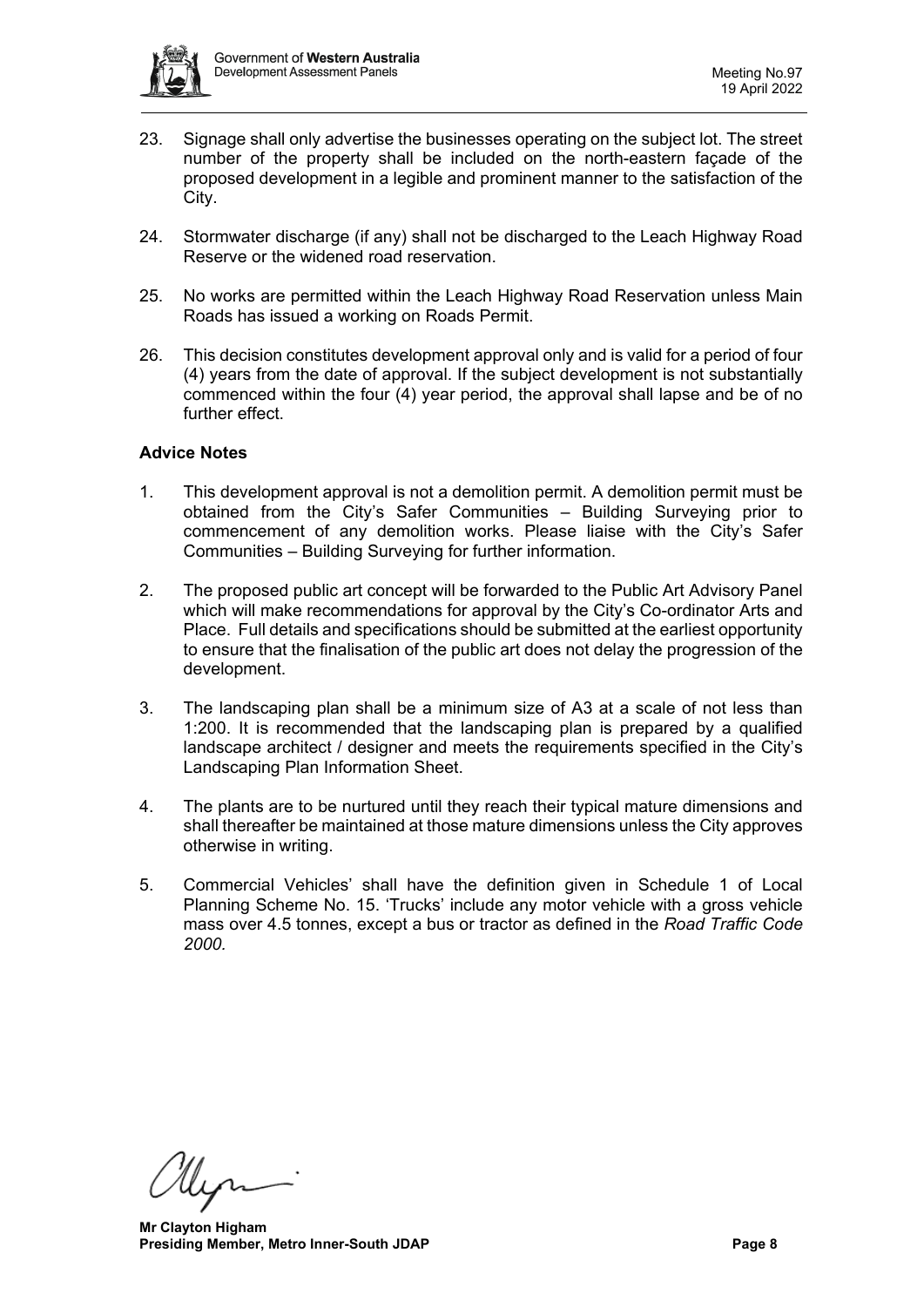23. Signage shall only advertise the businesses operating on the subject lot. The street number of the property shall be included on the north-eastern façade of the proposed development in a legible and prominent manner to the satisfaction of the City.

24. Stormwater discharge (if any) shall not be discharged to the Leach Highway Road Reserve or the widened road reservation.

25. No works are permitted within the Leach Highway Road Reservation unless Main Roads has issued a working on Roads Permit.

26. This decision constitutes development approval only and is valid for a period of four (4) years from the date of approval. If the subject development is not substantially commenced within the four (4) year period, the approval shall lapse and be of no further effect.

**Advice Notes**

1. This development approval is not a demolition permit. A demolition permit must be obtained from the City's Safer Communities – Building Surveying prior to commencement of any demolition works. Please liaise with the City's Safer Communities – Building Surveying for further information.

2. The proposed public art concept will be forwarded to the Public Art Advisory Panel which will make recommendations for approval by the City's Co-ordinator Arts and Place. Full details and specifications should be submitted at the earliest opportunity to ensure that the finalisation of the public art does not delay the progression of the development.

3. The landscaping plan shall be a minimum size of A3 at a scale of not less than 1:200. It is recommended that the landscaping plan is prepared by a qualified landscape architect / designer and meets the requirements specified in the City's Landscaping Plan Information Sheet.

4. The plants are to be nurtured until they reach their typical mature dimensions and shall thereafter be maintained at those mature dimensions unless the City approves otherwise in writing.

5. Commercial Vehicles' shall have the definition given in Schedule 1 of Local Planning Scheme No. 15. 'Trucks' include any motor vehicle with a gross vehicle mass over 4.5 tonnes, except a bus or tractor as defined in the *Road Traffic Code 2000.*

**Mr Clayton Higham**
**Presiding Member, Metro Inner-South JDAP**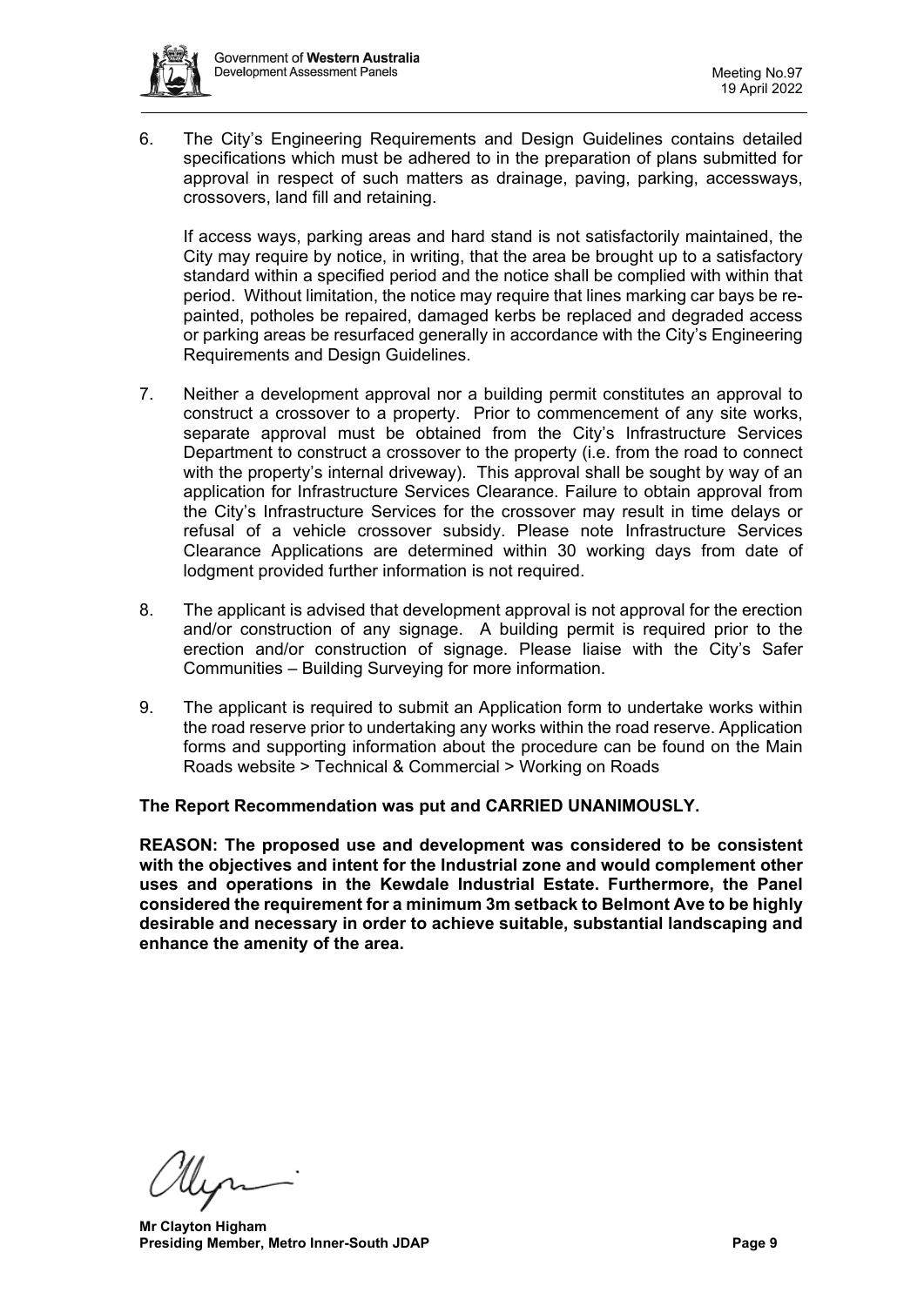6. The City's Engineering Requirements and Design Guidelines contains detailed specifications which must be adhered to in the preparation of plans submitted for approval in respect of such matters as drainage, paving, parking, accessways, crossovers, land fill and retaining.

   If access ways, parking areas and hard stand is not satisfactorily maintained, the City may require by notice, in writing, that the area be brought up to a satisfactory standard within a specified period and the notice shall be complied with within that period. Without limitation, the notice may require that lines marking car bays be re-painted, potholes be repaired, damaged kerbs be replaced and degraded access or parking areas be resurfaced generally in accordance with the City's Engineering Requirements and Design Guidelines.

7. Neither a development approval nor a building permit constitutes an approval to construct a crossover to a property. Prior to commencement of any site works, separate approval must be obtained from the City's Infrastructure Services Department to construct a crossover to the property (i.e. from the road to connect with the property's internal driveway). This approval shall be sought by way of an application for Infrastructure Services Clearance. Failure to obtain approval from the City's Infrastructure Services for the crossover may result in time delays or refusal of a vehicle crossover subsidy. Please note Infrastructure Services Clearance Applications are determined within 30 working days from date of lodgment provided further information is not required.

8. The applicant is advised that development approval is not approval for the erection and/or construction of any signage. A building permit is required prior to the erection and/or construction of signage. Please liaise with the City's Safer Communities – Building Surveying for more information.

9. The applicant is required to submit an Application form to undertake works within the road reserve prior to undertaking any works within the road reserve. Application forms and supporting information about the procedure can be found on the Main Roads website > Technical & Commercial > Working on Roads

**The Report Recommendation was put and CARRIED UNANIMOUSLY.**

**REASON: The proposed use and development was considered to be consistent with the objectives and intent for the Industrial zone and would complement other uses and operations in the Kewdale Industrial Estate. Furthermore, the Panel considered the requirement for a minimum 3m setback to Belmont Ave to be highly desirable and necessary in order to achieve suitable, substantial landscaping and enhance the amenity of the area.**

**Mr Clayton Higham**
**Presiding Member, Metro Inner-South JDAP**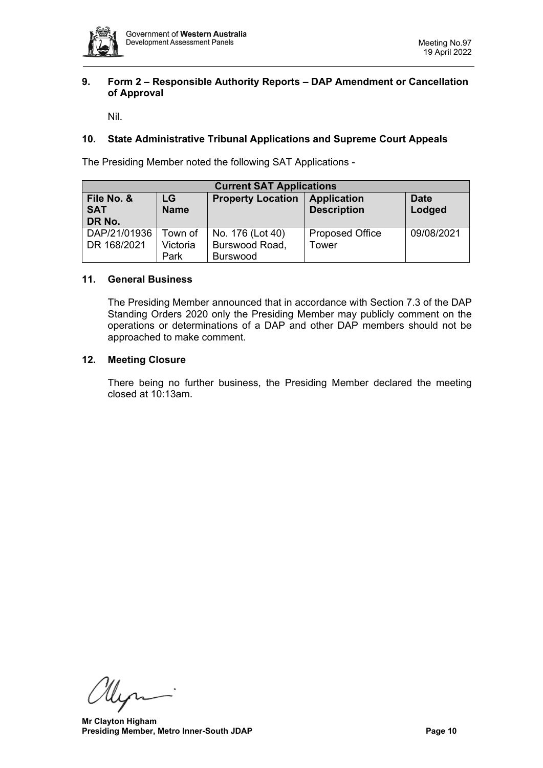## 9. Form 2 – Responsible Authority Reports – DAP Amendment or Cancellation of Approval

Nil.

## 10. State Administrative Tribunal Applications and Supreme Court Appeals

The Presiding Member noted the following SAT Applications -

| Current SAT Applications | | | | |
|---|---|---|---|---|
| **File No. & SAT DR No.** | **LG Name** | **Property Location** | **Application Description** | **Date Lodged** |
| DAP/21/01936 DR 168/2021 | Town of Victoria Park | No. 176 (Lot 40) Burswood Road, Burswood | Proposed Office Tower | 09/08/2021 |

## 11. General Business

The Presiding Member announced that in accordance with Section 7.3 of the DAP Standing Orders 2020 only the Presiding Member may publicly comment on the operations or determinations of a DAP and other DAP members should not be approached to make comment.

## 12. Meeting Closure

There being no further business, the Presiding Member declared the meeting closed at 10:13am.

**Mr Clayton Higham**
**Presiding Member, Metro Inner-South JDAP**